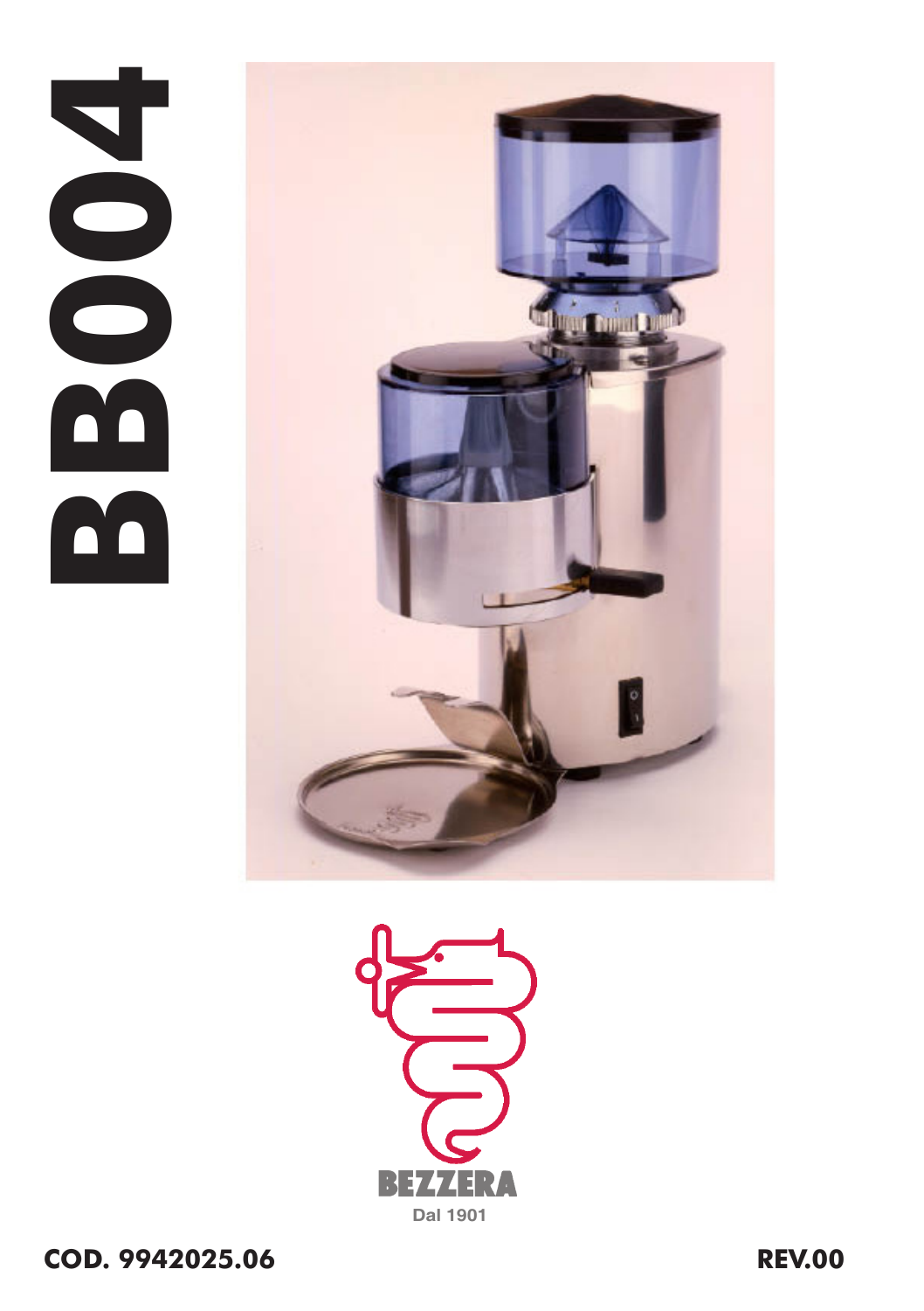# BB004

BEZZERA

Dal 1901

**COD. 9942025.06**

**REV.00**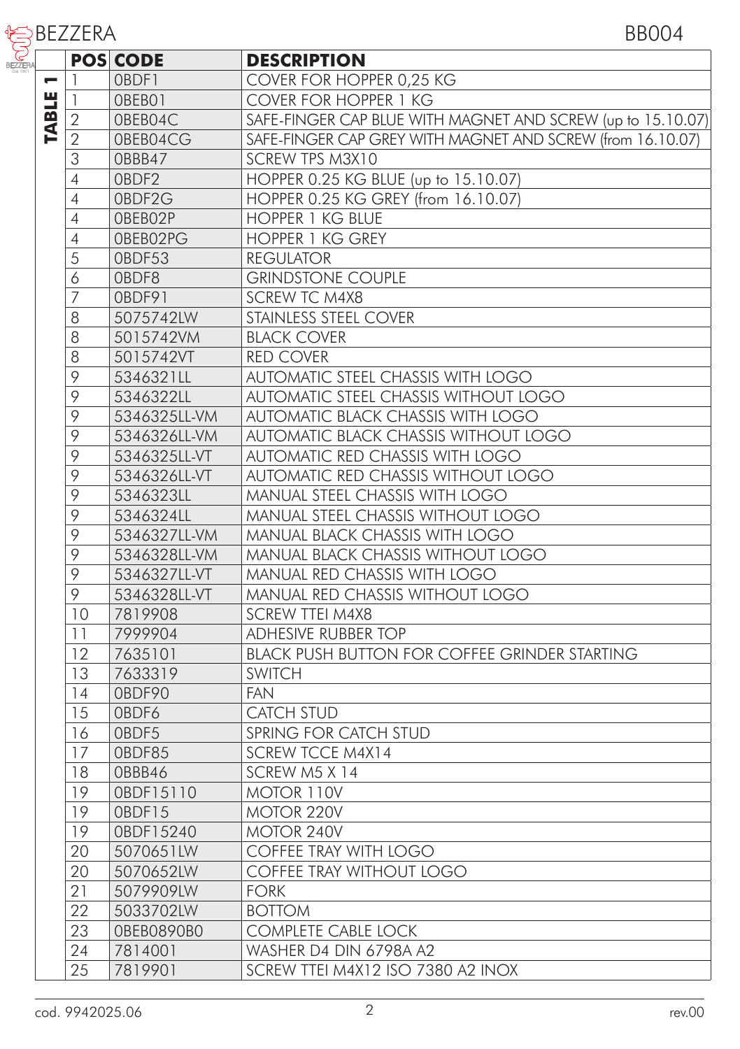# BEZZERA

BB004

**TABLE 1**

| POS | CODE | DESCRIPTION |
|---|---|---|
| 1 | 0BDF1 | COVER FOR HOPPER 0,25 KG |
| 1 | 0BEB01 | COVER FOR HOPPER 1 KG |
| 2 | 0BEB04C | SAFE-FINGER CAP BLUE WITH MAGNET AND SCREW (up to 15.10.07) |
| 2 | 0BEB04CG | SAFE-FINGER CAP GREY WITH MAGNET AND SCREW (from 16.10.07) |
| 3 | 0BBB47 | SCREW TPS M3X10 |
| 4 | 0BDF2 | HOPPER 0.25 KG BLUE (up to 15.10.07) |
| 4 | 0BDF2G | HOPPER 0.25 KG GREY (from 16.10.07) |
| 4 | 0BEB02P | HOPPER 1 KG BLUE |
| 4 | 0BEB02PG | HOPPER 1 KG GREY |
| 5 | 0BDF53 | REGULATOR |
| 6 | 0BDF8 | GRINDSTONE COUPLE |
| 7 | 0BDF91 | SCREW TC M4X8 |
| 8 | 5075742LW | STAINLESS STEEL COVER |
| 8 | 5015742VM | BLACK COVER |
| 8 | 5015742VT | RED COVER |
| 9 | 5346321LL | AUTOMATIC STEEL CHASSIS WITH LOGO |
| 9 | 5346322LL | AUTOMATIC STEEL CHASSIS WITHOUT LOGO |
| 9 | 5346325LL-VM | AUTOMATIC BLACK CHASSIS WITH LOGO |
| 9 | 5346326LL-VM | AUTOMATIC BLACK CHASSIS WITHOUT LOGO |
| 9 | 5346325LL-VT | AUTOMATIC RED CHASSIS WITH LOGO |
| 9 | 5346326LL-VT | AUTOMATIC RED CHASSIS WITHOUT LOGO |
| 9 | 5346323LL | MANUAL STEEL CHASSIS WITH LOGO |
| 9 | 5346324LL | MANUAL STEEL CHASSIS WITHOUT LOGO |
| 9 | 5346327LL-VM | MANUAL BLACK CHASSIS WITH LOGO |
| 9 | 5346328LL-VM | MANUAL BLACK CHASSIS WITHOUT LOGO |
| 9 | 5346327LL-VT | MANUAL RED CHASSIS WITH LOGO |
| 9 | 5346328LL-VT | MANUAL RED CHASSIS WITHOUT LOGO |
| 10 | 7819908 | SCREW TTEI M4X8 |
| 11 | 7999904 | ADHESIVE RUBBER TOP |
| 12 | 7635101 | BLACK PUSH BUTTON FOR COFFEE GRINDER STARTING |
| 13 | 7633319 | SWITCH |
| 14 | 0BDF90 | FAN |
| 15 | 0BDF6 | CATCH STUD |
| 16 | 0BDF5 | SPRING FOR CATCH STUD |
| 17 | 0BDF85 | SCREW TCCE M4X14 |
| 18 | 0BBB46 | SCREW M5 X 14 |
| 19 | 0BDF15110 | MOTOR 110V |
| 19 | 0BDF15 | MOTOR 220V |
| 19 | 0BDF15240 | MOTOR 240V |
| 20 | 5070651LW | COFFEE TRAY WITH LOGO |
| 20 | 5070652LW | COFFEE TRAY WITHOUT LOGO |
| 21 | 5079909LW | FORK |
| 22 | 5033702LW | BOTTOM |
| 23 | 0BEB0890B0 | COMPLETE CABLE LOCK |
| 24 | 7814001 | WASHER D4 DIN 6798A A2 |
| 25 | 7819901 | SCREW TTEI M4X12 ISO 7380 A2 INOX |

cod. 9942025.06 rev.00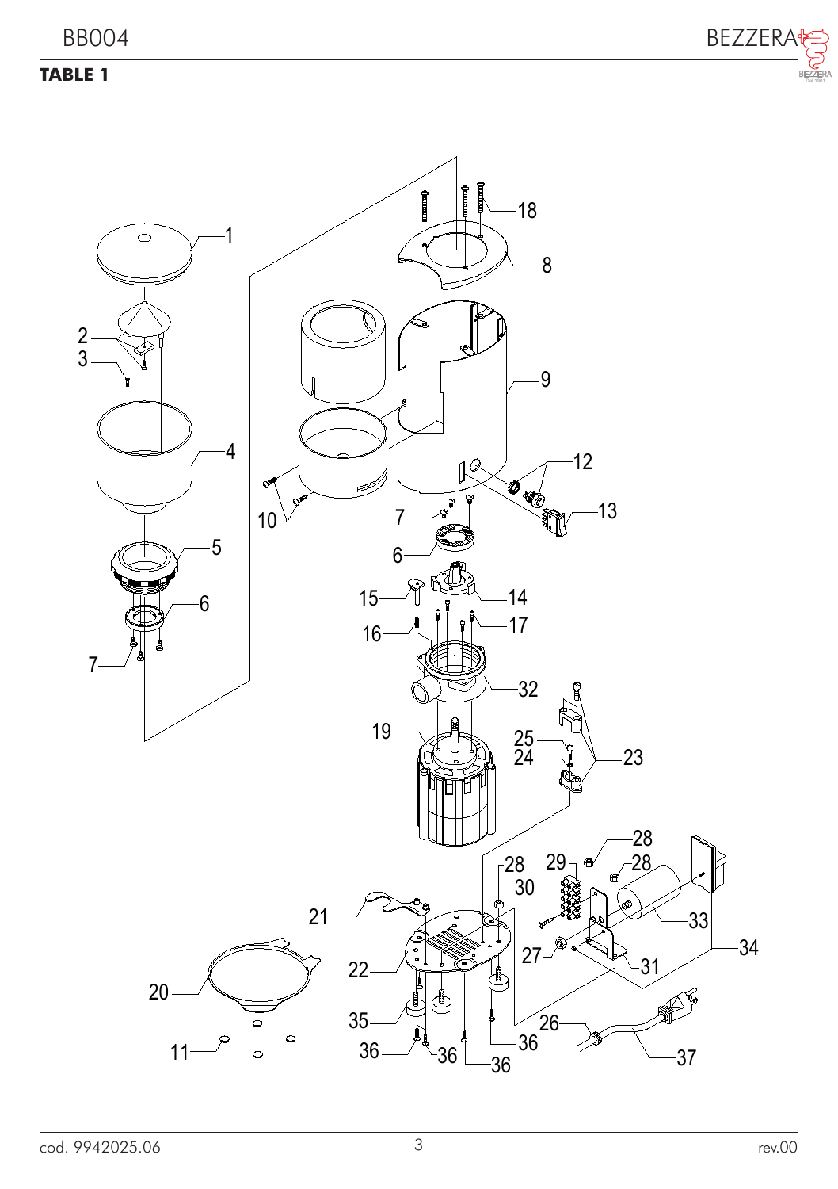**TABLE 1**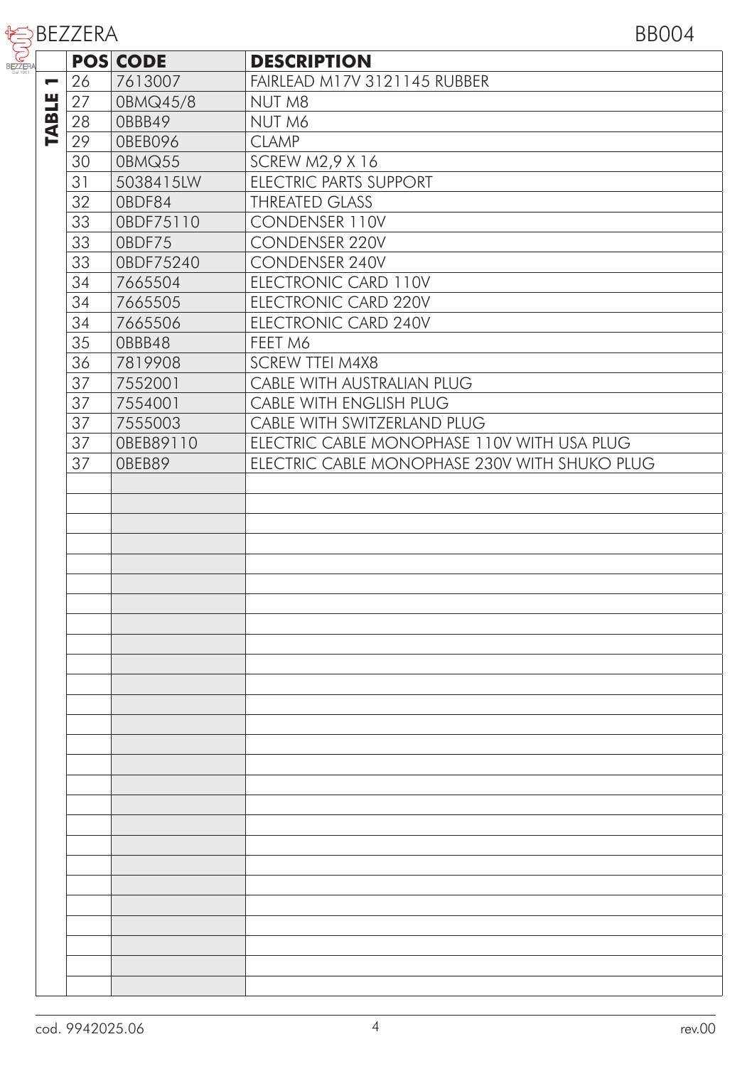**TABLE 1**

| POS | CODE | DESCRIPTION |
|---|---|---|
| 26 | 7613007 | FAIRLEAD M17V 3121145 RUBBER |
| 27 | 0BMQ45/8 | NUT M8 |
| 28 | 0BBB49 | NUT M6 |
| 29 | 0BEB096 | CLAMP |
| 30 | 0BMQ55 | SCREW M2,9 X 16 |
| 31 | 5038415LW | ELECTRIC PARTS SUPPORT |
| 32 | 0BDF84 | THREATED GLASS |
| 33 | 0BDF75110 | CONDENSER 110V |
| 33 | 0BDF75 | CONDENSER 220V |
| 33 | 0BDF75240 | CONDENSER 240V |
| 34 | 7665504 | ELECTRONIC CARD 110V |
| 34 | 7665505 | ELECTRONIC CARD 220V |
| 34 | 7665506 | ELECTRONIC CARD 240V |
| 35 | 0BBB48 | FEET M6 |
| 36 | 7819908 | SCREW TTEI M4X8 |
| 37 | 7552001 | CABLE WITH AUSTRALIAN PLUG |
| 37 | 7554001 | CABLE WITH ENGLISH PLUG |
| 37 | 7555003 | CABLE WITH SWITZERLAND PLUG |
| 37 | 0BEB89110 | ELECTRIC CABLE MONOPHASE 110V WITH USA PLUG |
| 37 | 0BEB89 | ELECTRIC CABLE MONOPHASE 230V WITH SHUKO PLUG |

cod. 9942025.06 rev.00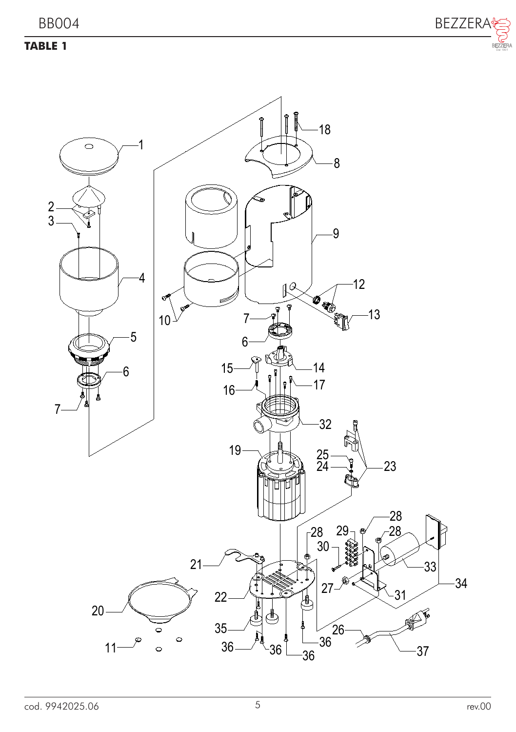**TABLE 1**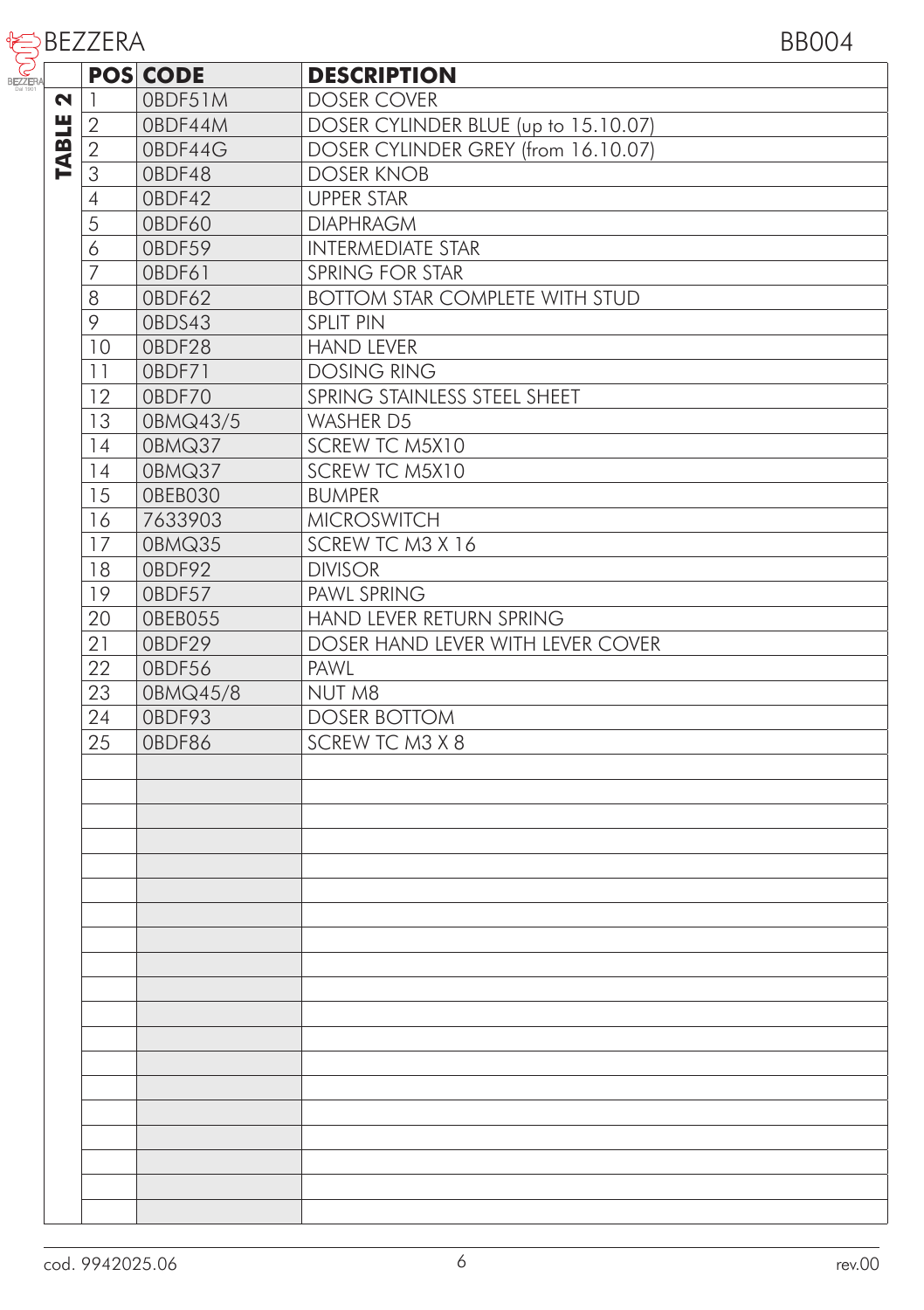# TABLE 2

| POS | CODE | DESCRIPTION |
|---|---|---|
| 1 | 0BDF51M | DOSER COVER |
| 2 | 0BDF44M | DOSER CYLINDER BLUE (up to 15.10.07) |
| 2 | 0BDF44G | DOSER CYLINDER GREY (from 16.10.07) |
| 3 | 0BDF48 | DOSER KNOB |
| 4 | 0BDF42 | UPPER STAR |
| 5 | 0BDF60 | DIAPHRAGM |
| 6 | 0BDF59 | INTERMEDIATE STAR |
| 7 | 0BDF61 | SPRING FOR STAR |
| 8 | 0BDF62 | BOTTOM STAR COMPLETE WITH STUD |
| 9 | 0BDS43 | SPLIT PIN |
| 10 | 0BDF28 | HAND LEVER |
| 11 | 0BDF71 | DOSING RING |
| 12 | 0BDF70 | SPRING STAINLESS STEEL SHEET |
| 13 | 0BMQ43/5 | WASHER D5 |
| 14 | 0BMQ37 | SCREW TC M5X10 |
| 14 | 0BMQ37 | SCREW TC M5X10 |
| 15 | 0BEB030 | BUMPER |
| 16 | 7633903 | MICROSWITCH |
| 17 | 0BMQ35 | SCREW TC M3 X 16 |
| 18 | 0BDF92 | DIVISOR |
| 19 | 0BDF57 | PAWL SPRING |
| 20 | 0BEB055 | HAND LEVER RETURN SPRING |
| 21 | 0BDF29 | DOSER HAND LEVER WITH LEVER COVER |
| 22 | 0BDF56 | PAWL |
| 23 | 0BMQ45/8 | NUT M8 |
| 24 | 0BDF93 | DOSER BOTTOM |
| 25 | 0BDF86 | SCREW TC M3 X 8 |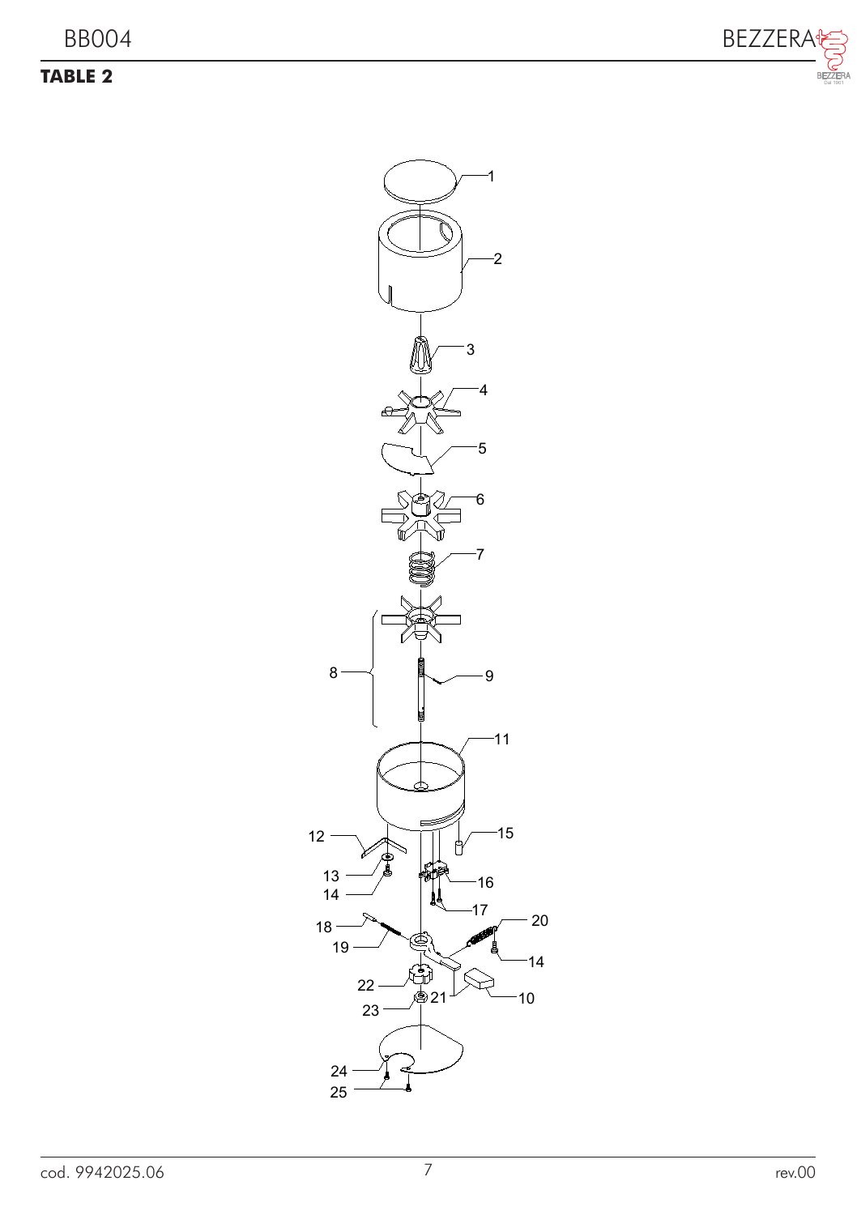**TABLE 2**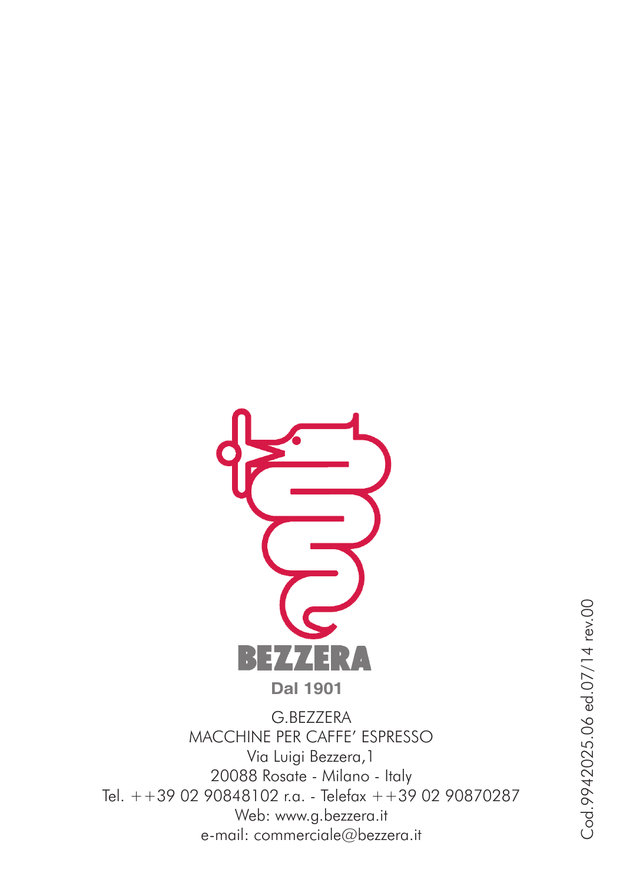BEZZERA

Dal 1901

G.BEZZERA
MACCHINE PER CAFFE' ESPRESSO
Via Luigi Bezzera,1
20088 Rosate - Milano - Italy
Tel. ++39 02 90848102 r.a. - Telefax ++39 02 90870287
Web: www.g.bezzera.it
e-mail: commerciale@bezzera.it

Cod.9942025.06 ed.07/14 rev.00